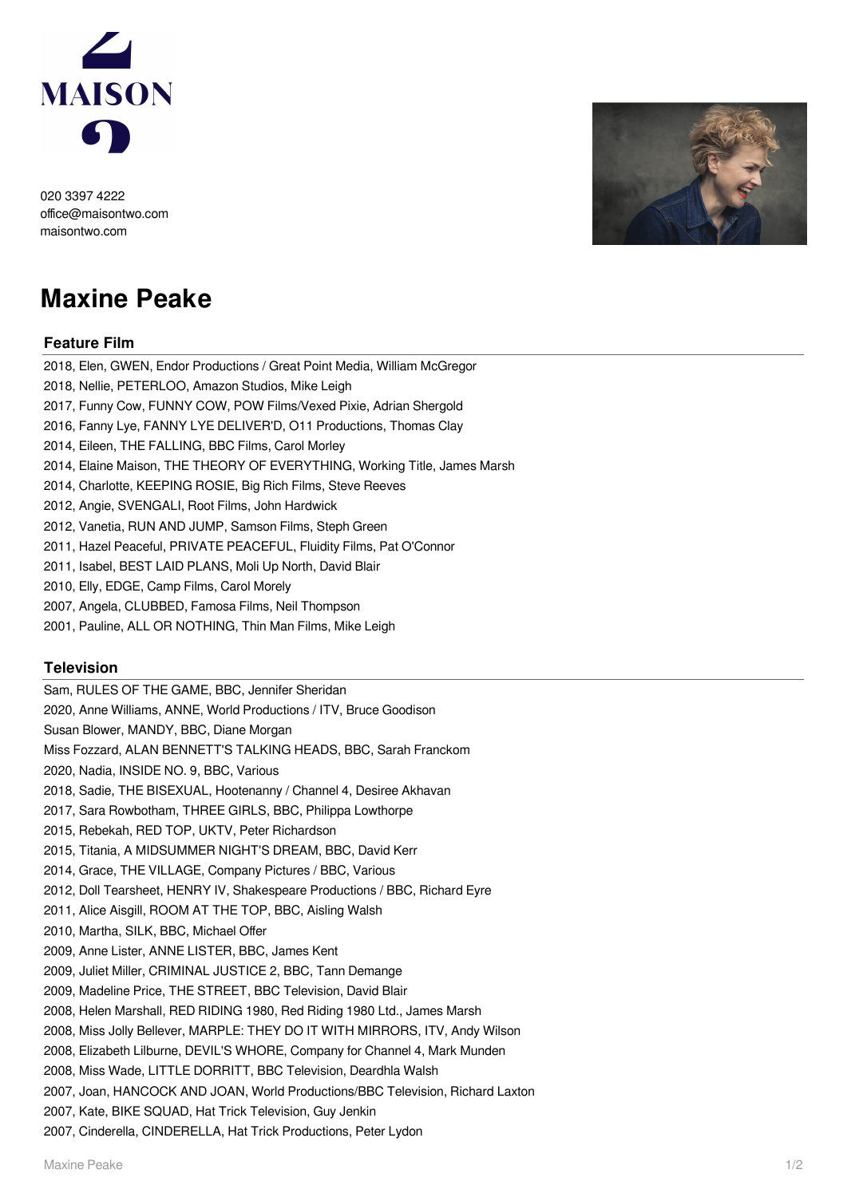020 3397 4222
office@maisontwo.com
maisontwo.com

# Maxine Peake

## Feature Film

2018, Elen, GWEN, Endor Productions / Great Point Media, William McGregor
2018, Nellie, PETERLOO, Amazon Studios, Mike Leigh
2017, Funny Cow, FUNNY COW, POW Films/Vexed Pixie, Adrian Shergold
2016, Fanny Lye, FANNY LYE DELIVER'D, O11 Productions, Thomas Clay
2014, Eileen, THE FALLING, BBC Films, Carol Morley
2014, Elaine Maison, THE THEORY OF EVERYTHING, Working Title, James Marsh
2014, Charlotte, KEEPING ROSIE, Big Rich Films, Steve Reeves
2012, Angie, SVENGALI, Root Films, John Hardwick
2012, Vanetia, RUN AND JUMP, Samson Films, Steph Green
2011, Hazel Peaceful, PRIVATE PEACEFUL, Fluidity Films, Pat O'Connor
2011, Isabel, BEST LAID PLANS, Moli Up North, David Blair
2010, Elly, EDGE, Camp Films, Carol Morely
2007, Angela, CLUBBED, Famosa Films, Neil Thompson
2001, Pauline, ALL OR NOTHING, Thin Man Films, Mike Leigh

## Television

Sam, RULES OF THE GAME, BBC, Jennifer Sheridan
2020, Anne Williams, ANNE, World Productions / ITV, Bruce Goodison
Susan Blower, MANDY, BBC, Diane Morgan
Miss Fozzard, ALAN BENNETT'S TALKING HEADS, BBC, Sarah Franckom
2020, Nadia, INSIDE NO. 9, BBC, Various
2018, Sadie, THE BISEXUAL, Hootenanny / Channel 4, Desiree Akhavan
2017, Sara Rowbotham, THREE GIRLS, BBC, Philippa Lowthorpe
2015, Rebekah, RED TOP, UKTV, Peter Richardson
2015, Titania, A MIDSUMMER NIGHT'S DREAM, BBC, David Kerr
2014, Grace, THE VILLAGE, Company Pictures / BBC, Various
2012, Doll Tearsheet, HENRY IV, Shakespeare Productions / BBC, Richard Eyre
2011, Alice Aisgill, ROOM AT THE TOP, BBC, Aisling Walsh
2010, Martha, SILK, BBC, Michael Offer
2009, Anne Lister, ANNE LISTER, BBC, James Kent
2009, Juliet Miller, CRIMINAL JUSTICE 2, BBC, Tann Demange
2009, Madeline Price, THE STREET, BBC Television, David Blair
2008, Helen Marshall, RED RIDING 1980, Red Riding 1980 Ltd., James Marsh
2008, Miss Jolly Bellever, MARPLE: THEY DO IT WITH MIRRORS, ITV, Andy Wilson
2008, Elizabeth Lilburne, DEVIL'S WHORE, Company for Channel 4, Mark Munden
2008, Miss Wade, LITTLE DORRITT, BBC Television, Deardhla Walsh
2007, Joan, HANCOCK AND JOAN, World Productions/BBC Television, Richard Laxton
2007, Kate, BIKE SQUAD, Hat Trick Television, Guy Jenkin
2007, Cinderella, CINDERELLA, Hat Trick Productions, Peter Lydon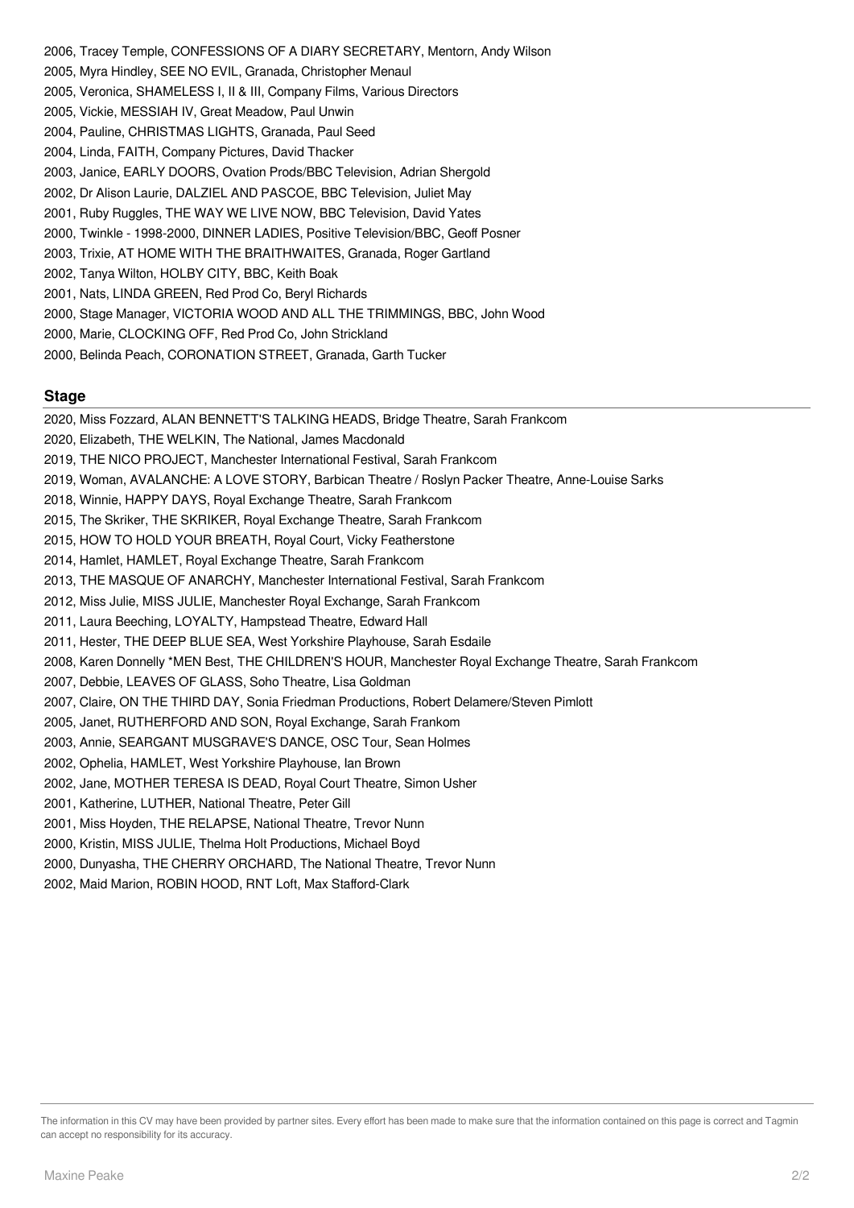2006, Tracey Temple, CONFESSIONS OF A DIARY SECRETARY, Mentorn, Andy Wilson
2005, Myra Hindley, SEE NO EVIL, Granada, Christopher Menaul
2005, Veronica, SHAMELESS I, II & III, Company Films, Various Directors
2005, Vickie, MESSIAH IV, Great Meadow, Paul Unwin
2004, Pauline, CHRISTMAS LIGHTS, Granada, Paul Seed
2004, Linda, FAITH, Company Pictures, David Thacker
2003, Janice, EARLY DOORS, Ovation Prods/BBC Television, Adrian Shergold
2002, Dr Alison Laurie, DALZIEL AND PASCOE, BBC Television, Juliet May
2001, Ruby Ruggles, THE WAY WE LIVE NOW, BBC Television, David Yates
2000, Twinkle - 1998-2000, DINNER LADIES, Positive Television/BBC, Geoff Posner
2003, Trixie, AT HOME WITH THE BRAITHWAITES, Granada, Roger Gartland
2002, Tanya Wilton, HOLBY CITY, BBC, Keith Boak
2001, Nats, LINDA GREEN, Red Prod Co, Beryl Richards
2000, Stage Manager, VICTORIA WOOD AND ALL THE TRIMMINGS, BBC, John Wood
2000, Marie, CLOCKING OFF, Red Prod Co, John Strickland
2000, Belinda Peach, CORONATION STREET, Granada, Garth Tucker

## Stage

2020, Miss Fozzard, ALAN BENNETT'S TALKING HEADS, Bridge Theatre, Sarah Frankcom
2020, Elizabeth, THE WELKIN, The National, James Macdonald
2019, THE NICO PROJECT, Manchester International Festival, Sarah Frankcom
2019, Woman, AVALANCHE: A LOVE STORY, Barbican Theatre / Roslyn Packer Theatre, Anne-Louise Sarks
2018, Winnie, HAPPY DAYS, Royal Exchange Theatre, Sarah Frankcom
2015, The Skriker, THE SKRIKER, Royal Exchange Theatre, Sarah Frankcom
2015, HOW TO HOLD YOUR BREATH, Royal Court, Vicky Featherstone
2014, Hamlet, HAMLET, Royal Exchange Theatre, Sarah Frankcom
2013, THE MASQUE OF ANARCHY, Manchester International Festival, Sarah Frankcom
2012, Miss Julie, MISS JULIE, Manchester Royal Exchange, Sarah Frankcom
2011, Laura Beeching, LOYALTY, Hampstead Theatre, Edward Hall
2011, Hester, THE DEEP BLUE SEA, West Yorkshire Playhouse, Sarah Esdaile
2008, Karen Donnelly *MEN Best, THE CHILDREN'S HOUR, Manchester Royal Exchange Theatre, Sarah Frankcom
2007, Debbie, LEAVES OF GLASS, Soho Theatre, Lisa Goldman
2007, Claire, ON THE THIRD DAY, Sonia Friedman Productions, Robert Delamere/Steven Pimlott
2005, Janet, RUTHERFORD AND SON, Royal Exchange, Sarah Frankom
2003, Annie, SEARGANT MUSGRAVE'S DANCE, OSC Tour, Sean Holmes
2002, Ophelia, HAMLET, West Yorkshire Playhouse, Ian Brown
2002, Jane, MOTHER TERESA IS DEAD, Royal Court Theatre, Simon Usher
2001, Katherine, LUTHER, National Theatre, Peter Gill
2001, Miss Hoyden, THE RELAPSE, National Theatre, Trevor Nunn
2000, Kristin, MISS JULIE, Thelma Holt Productions, Michael Boyd
2000, Dunyasha, THE CHERRY ORCHARD, The National Theatre, Trevor Nunn
2002, Maid Marion, ROBIN HOOD, RNT Loft, Max Stafford-Clark

The information in this CV may have been provided by partner sites. Every effort has been made to make sure that the information contained on this page is correct and Tagmin can accept no responsibility for its accuracy.